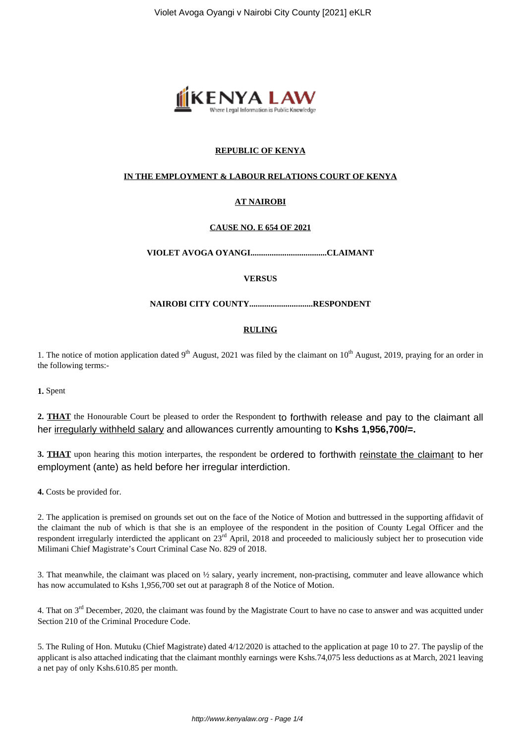**REPUBLIC OF KENYA**

**IN THE EMPLOYMENT & LABOUR RELATIONS COURT OF KENYA**

**AT NAIROBI**

**CAUSE NO. E 654 OF 2021**

**VIOLET AVOGA OYANGI....................................CLAIMANT**

**VERSUS**

**NAIROBI CITY COUNTY..............................RESPONDENT**

**RULING**

1. The notice of motion application dated 9th August, 2021 was filed by the claimant on 10th August, 2019, praying for an order in the following terms:-

**1.** Spent

**2. THAT** the Honourable Court be pleased to order the Respondent to forthwith release and pay to the claimant all her irregularly withheld salary and allowances currently amounting to **Kshs 1,956,700/=.**

**3. THAT** upon hearing this motion interpartes, the respondent be ordered to forthwith reinstate the claimant to her employment (ante) as held before her irregular interdiction.

**4.** Costs be provided for.

2. The application is premised on grounds set out on the face of the Notice of Motion and buttressed in the supporting affidavit of the claimant the nub of which is that she is an employee of the respondent in the position of County Legal Officer and the respondent irregularly interdicted the applicant on 23rd April, 2018 and proceeded to maliciously subject her to prosecution vide Milimani Chief Magistrate's Court Criminal Case No. 829 of 2018.

3. That meanwhile, the claimant was placed on ½ salary, yearly increment, non-practising, commuter and leave allowance which has now accumulated to Kshs 1,956,700 set out at paragraph 8 of the Notice of Motion.

4. That on 3rd December, 2020, the claimant was found by the Magistrate Court to have no case to answer and was acquitted under Section 210 of the Criminal Procedure Code.

5. The Ruling of Hon. Mutuku (Chief Magistrate) dated 4/12/2020 is attached to the application at page 10 to 27. The payslip of the applicant is also attached indicating that the claimant monthly earnings were Kshs.74,075 less deductions as at March, 2021 leaving a net pay of only Kshs.610.85 per month.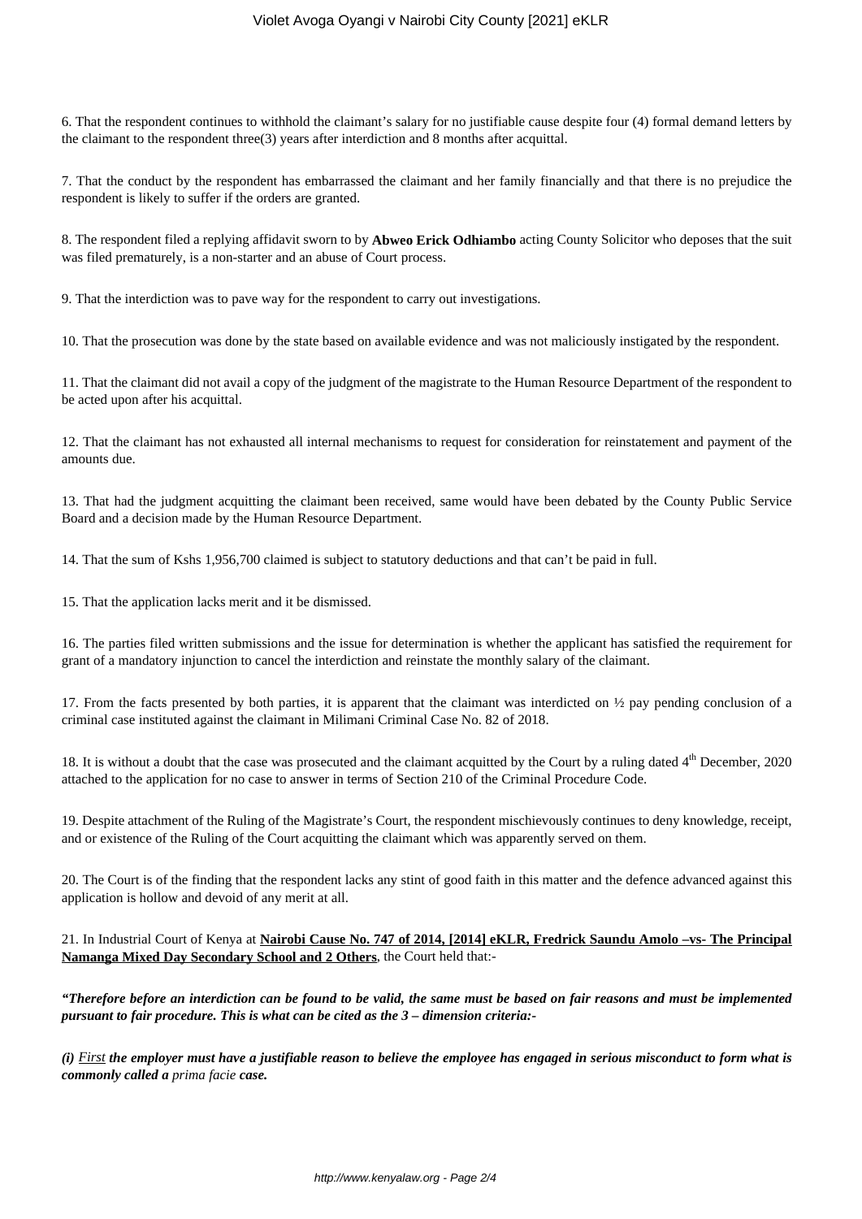6. That the respondent continues to withhold the claimant's salary for no justifiable cause despite four (4) formal demand letters by the claimant to the respondent three(3) years after interdiction and 8 months after acquittal.

7. That the conduct by the respondent has embarrassed the claimant and her family financially and that there is no prejudice the respondent is likely to suffer if the orders are granted.

8. The respondent filed a replying affidavit sworn to by **Abweo Erick Odhiambo** acting County Solicitor who deposes that the suit was filed prematurely, is a non-starter and an abuse of Court process.

9. That the interdiction was to pave way for the respondent to carry out investigations.

10. That the prosecution was done by the state based on available evidence and was not maliciously instigated by the respondent.

11. That the claimant did not avail a copy of the judgment of the magistrate to the Human Resource Department of the respondent to be acted upon after his acquittal.

12. That the claimant has not exhausted all internal mechanisms to request for consideration for reinstatement and payment of the amounts due.

13. That had the judgment acquitting the claimant been received, same would have been debated by the County Public Service Board and a decision made by the Human Resource Department.

14. That the sum of Kshs 1,956,700 claimed is subject to statutory deductions and that can't be paid in full.

15. That the application lacks merit and it be dismissed.

16. The parties filed written submissions and the issue for determination is whether the applicant has satisfied the requirement for grant of a mandatory injunction to cancel the interdiction and reinstate the monthly salary of the claimant.

17. From the facts presented by both parties, it is apparent that the claimant was interdicted on ½ pay pending conclusion of a criminal case instituted against the claimant in Milimani Criminal Case No. 82 of 2018.

18. It is without a doubt that the case was prosecuted and the claimant acquitted by the Court by a ruling dated 4th December, 2020 attached to the application for no case to answer in terms of Section 210 of the Criminal Procedure Code.

19. Despite attachment of the Ruling of the Magistrate's Court, the respondent mischievously continues to deny knowledge, receipt, and or existence of the Ruling of the Court acquitting the claimant which was apparently served on them.

20. The Court is of the finding that the respondent lacks any stint of good faith in this matter and the defence advanced against this application is hollow and devoid of any merit at all.

21. In Industrial Court of Kenya at **Nairobi Cause No. 747 of 2014, [2014] eKLR, Fredrick Saundu Amolo –vs- The Principal Namanga Mixed Day Secondary School and 2 Others**, the Court held that:-

***"Therefore before an interdiction can be found to be valid, the same must be based on fair reasons and must be implemented pursuant to fair procedure. This is what can be cited as the 3 – dimension criteria:-***

***(i) First the employer must have a justifiable reason to believe the employee has engaged in serious misconduct to form what is commonly called a*** *prima facie* ***case.***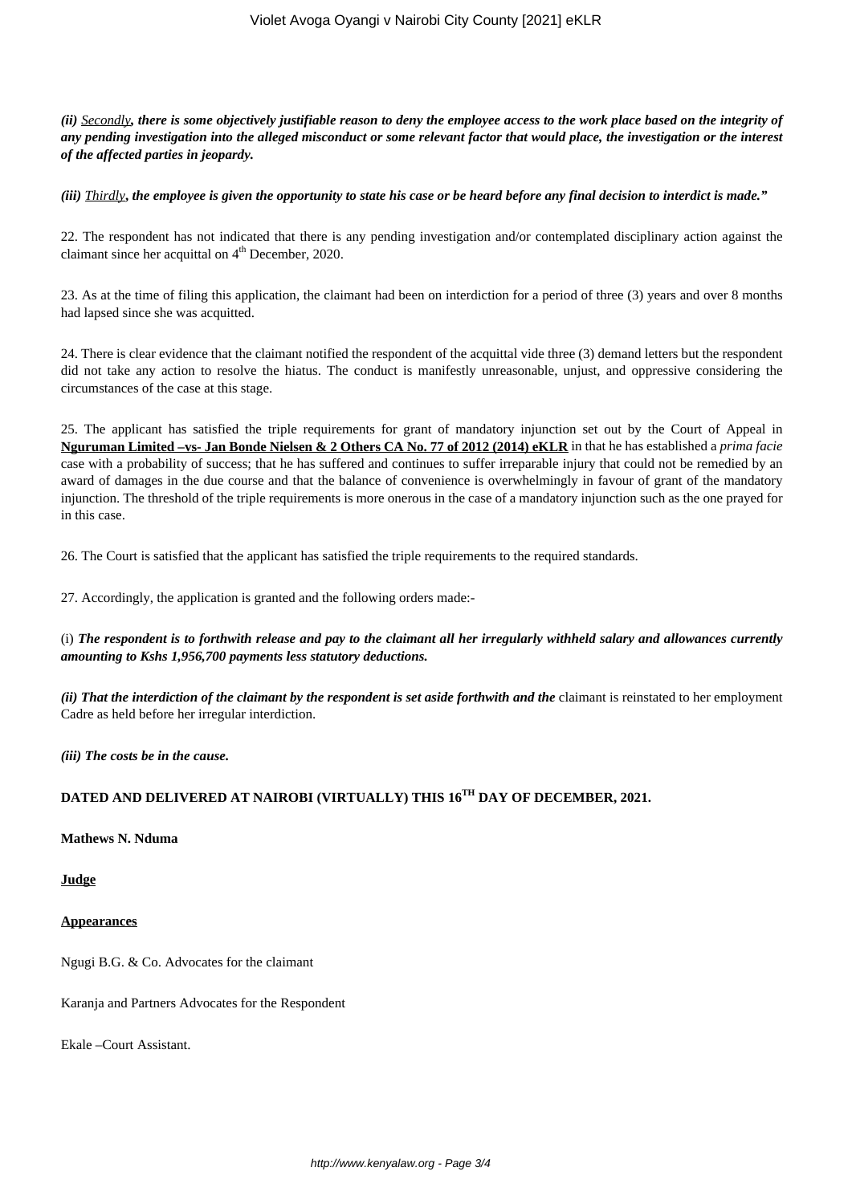***(ii)*** ***Secondly*****, *there is some objectively justifiable reason to deny the employee access to the work place based on the integrity of any pending investigation into the alleged misconduct or some relevant factor that would place, the investigation or the interest of the affected parties in jeopardy.***

***(iii)*** ***Thirdly*****, *the employee is given the opportunity to state his case or be heard before any final decision to interdict is made."***

22. The respondent has not indicated that there is any pending investigation and/or contemplated disciplinary action against the claimant since her acquittal on 4th December, 2020.

23. As at the time of filing this application, the claimant had been on interdiction for a period of three (3) years and over 8 months had lapsed since she was acquitted.

24. There is clear evidence that the claimant notified the respondent of the acquittal vide three (3) demand letters but the respondent did not take any action to resolve the hiatus. The conduct is manifestly unreasonable, unjust, and oppressive considering the circumstances of the case at this stage.

25. The applicant has satisfied the triple requirements for grant of mandatory injunction set out by the Court of Appeal in **Nguruman Limited –vs- Jan Bonde Nielsen & 2 Others CA No. 77 of 2012 (2014) eKLR** in that he has established a *prima facie* case with a probability of success; that he has suffered and continues to suffer irreparable injury that could not be remedied by an award of damages in the due course and that the balance of convenience is overwhelmingly in favour of grant of the mandatory injunction. The threshold of the triple requirements is more onerous in the case of a mandatory injunction such as the one prayed for in this case.

26. The Court is satisfied that the applicant has satisfied the triple requirements to the required standards.

27. Accordingly, the application is granted and the following orders made:-

(i) ***The respondent is to forthwith release and pay to the claimant all her irregularly withheld salary and allowances currently amounting to Kshs 1,956,700 payments less statutory deductions.***

***(ii) That the interdiction of the claimant by the respondent is set aside forthwith and the*** claimant is reinstated to her employment Cadre as held before her irregular interdiction.

***(iii) The costs be in the cause.***

**DATED AND DELIVERED AT NAIROBI (VIRTUALLY) THIS 16TH DAY OF DECEMBER, 2021.**

**Mathews N. Nduma**

**Judge**

**Appearances**

Ngugi B.G. & Co. Advocates for the claimant

Karanja and Partners Advocates for the Respondent

Ekale –Court Assistant.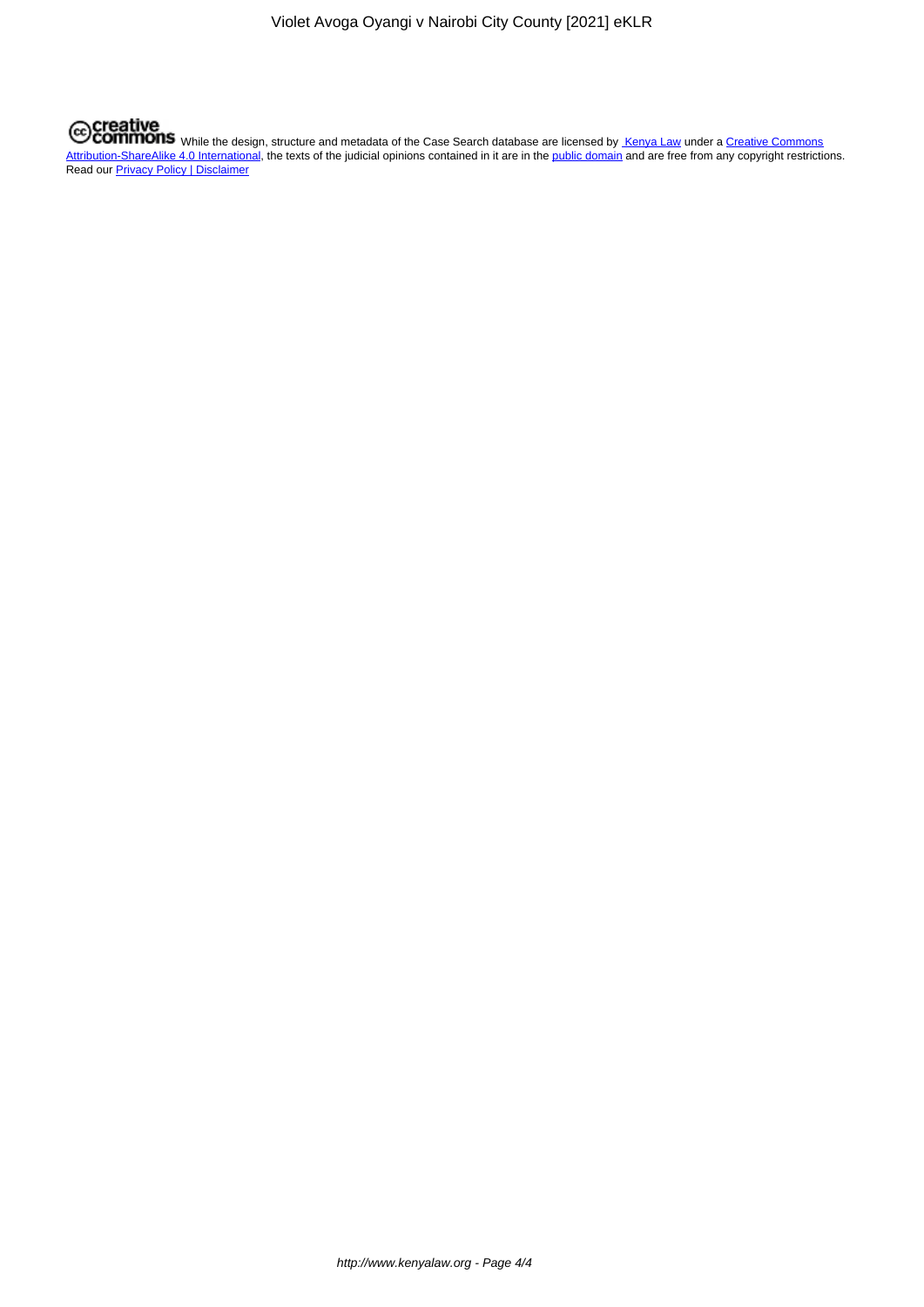creative commons While the design, structure and metadata of the Case Search database are licensed by Kenya Law under a Creative Commons Attribution-ShareAlike 4.0 International, the texts of the judicial opinions contained in it are in the public domain and are free from any copyright restrictions. Read our Privacy Policy | Disclaimer